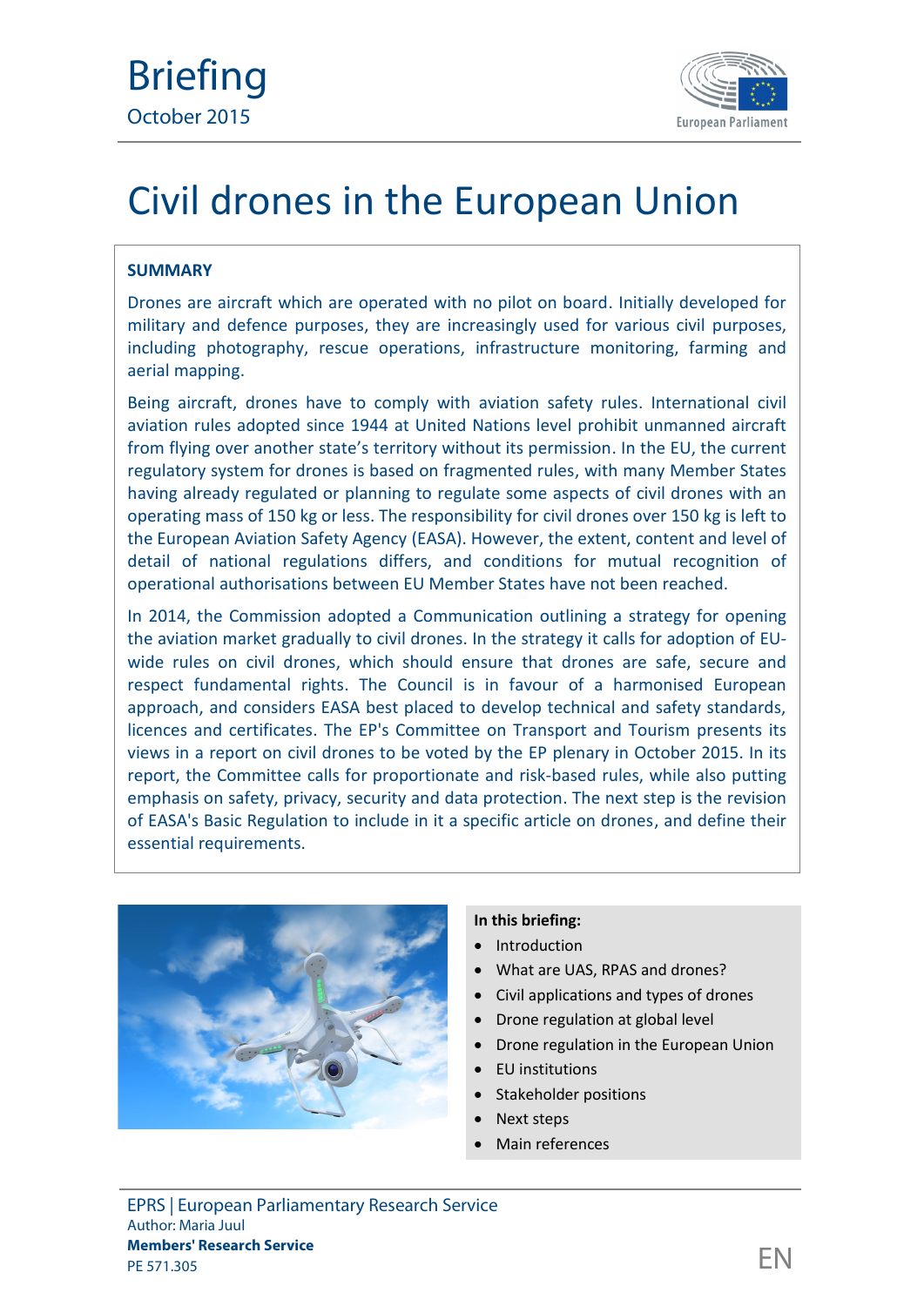Briefing

October 2015

# Civil drones in the European Union

**SUMMARY**

Drones are aircraft which are operated with no pilot on board. Initially developed for military and defence purposes, they are increasingly used for various civil purposes, including photography, rescue operations, infrastructure monitoring, farming and aerial mapping.

Being aircraft, drones have to comply with aviation safety rules. International civil aviation rules adopted since 1944 at United Nations level prohibit unmanned aircraft from flying over another state's territory without its permission. In the EU, the current regulatory system for drones is based on fragmented rules, with many Member States having already regulated or planning to regulate some aspects of civil drones with an operating mass of 150 kg or less. The responsibility for civil drones over 150 kg is left to the European Aviation Safety Agency (EASA). However, the extent, content and level of detail of national regulations differs, and conditions for mutual recognition of operational authorisations between EU Member States have not been reached.

In 2014, the Commission adopted a Communication outlining a strategy for opening the aviation market gradually to civil drones. In the strategy it calls for adoption of EU-wide rules on civil drones, which should ensure that drones are safe, secure and respect fundamental rights. The Council is in favour of a harmonised European approach, and considers EASA best placed to develop technical and safety standards, licences and certificates. The EP's Committee on Transport and Tourism presents its views in a report on civil drones to be voted by the EP plenary in October 2015. In its report, the Committee calls for proportionate and risk-based rules, while also putting emphasis on safety, privacy, security and data protection. The next step is the revision of EASA's Basic Regulation to include in it a specific article on drones, and define their essential requirements.

**In this briefing:**

- Introduction
- What are UAS, RPAS and drones?
- Civil applications and types of drones
- Drone regulation at global level
- Drone regulation in the European Union
- EU institutions
- Stakeholder positions
- Next steps
- Main references

EPRS | European Parliamentary Research Service

Author: Maria Juul

**Members' Research Service**

PE 571.305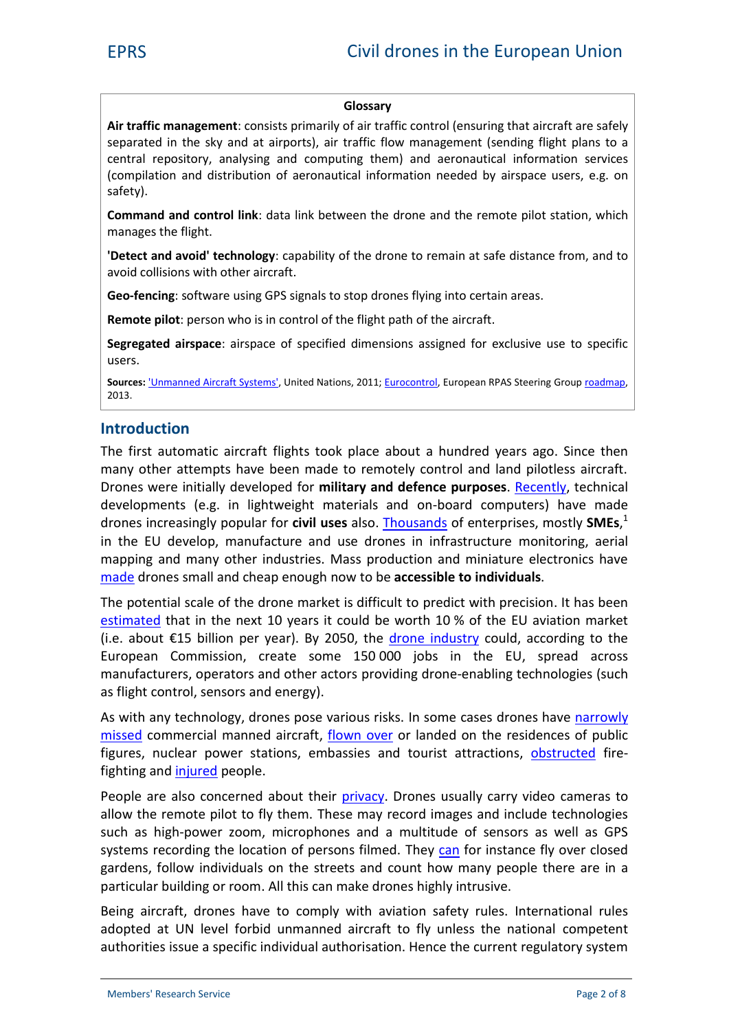**Glossary**

**Air traffic management**: consists primarily of air traffic control (ensuring that aircraft are safely separated in the sky and at airports), air traffic flow management (sending flight plans to a central repository, analysing and computing them) and aeronautical information services (compilation and distribution of aeronautical information needed by airspace users, e.g. on safety).

**Command and control link**: data link between the drone and the remote pilot station, which manages the flight.

**'Detect and avoid' technology**: capability of the drone to remain at safe distance from, and to avoid collisions with other aircraft.

**Geo-fencing**: software using GPS signals to stop drones flying into certain areas.

**Remote pilot**: person who is in control of the flight path of the aircraft.

**Segregated airspace**: airspace of specified dimensions assigned for exclusive use to specific users.

**Sources:** 'Unmanned Aircraft Systems', United Nations, 2011; Eurocontrol, European RPAS Steering Group roadmap, 2013.

## Introduction

The first automatic aircraft flights took place about a hundred years ago. Since then many other attempts have been made to remotely control and land pilotless aircraft. Drones were initially developed for **military and defence purposes**. Recently, technical developments (e.g. in lightweight materials and on-board computers) have made drones increasingly popular for **civil uses** also. Thousands of enterprises, mostly **SMEs**,[1] in the EU develop, manufacture and use drones in infrastructure monitoring, aerial mapping and many other industries. Mass production and miniature electronics have made drones small and cheap enough now to be **accessible to individuals**.

The potential scale of the drone market is difficult to predict with precision. It has been estimated that in the next 10 years it could be worth 10 % of the EU aviation market (i.e. about €15 billion per year). By 2050, the drone industry could, according to the European Commission, create some 150 000 jobs in the EU, spread across manufacturers, operators and other actors providing drone-enabling technologies (such as flight control, sensors and energy).

As with any technology, drones pose various risks. In some cases drones have narrowly missed commercial manned aircraft, flown over or landed on the residences of public figures, nuclear power stations, embassies and tourist attractions, obstructed fire-fighting and injured people.

People are also concerned about their privacy. Drones usually carry video cameras to allow the remote pilot to fly them. These may record images and include technologies such as high-power zoom, microphones and a multitude of sensors as well as GPS systems recording the location of persons filmed. They can for instance fly over closed gardens, follow individuals on the streets and count how many people there are in a particular building or room. All this can make drones highly intrusive.

Being aircraft, drones have to comply with aviation safety rules. International rules adopted at UN level forbid unmanned aircraft to fly unless the national competent authorities issue a specific individual authorisation. Hence the current regulatory system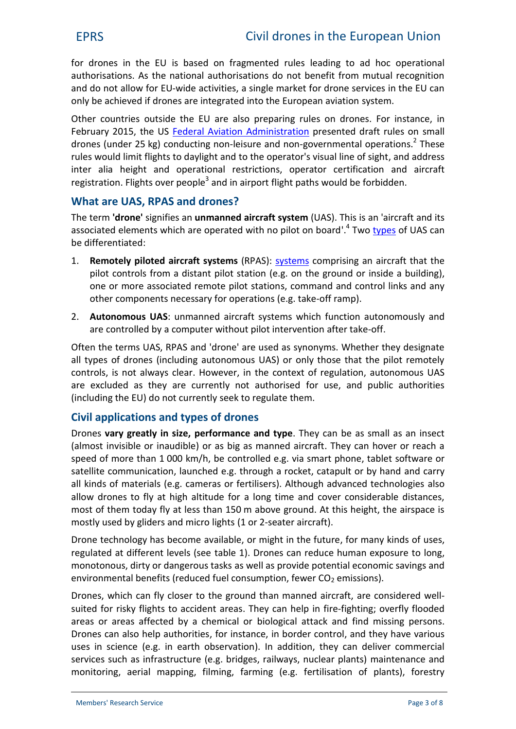for drones in the EU is based on fragmented rules leading to ad hoc operational authorisations. As the national authorisations do not benefit from mutual recognition and do not allow for EU-wide activities, a single market for drone services in the EU can only be achieved if drones are integrated into the European aviation system.

Other countries outside the EU are also preparing rules on drones. For instance, in February 2015, the US Federal Aviation Administration presented draft rules on small drones (under 25 kg) conducting non-leisure and non-governmental operations.[2] These rules would limit flights to daylight and to the operator's visual line of sight, and address inter alia height and operational restrictions, operator certification and aircraft registration. Flights over people[3] and in airport flight paths would be forbidden.

## What are UAS, RPAS and drones?

The term **'drone'** signifies an **unmanned aircraft system** (UAS). This is an 'aircraft and its associated elements which are operated with no pilot on board'.[4] Two types of UAS can be differentiated:

1. **Remotely piloted aircraft systems** (RPAS): systems comprising an aircraft that the pilot controls from a distant pilot station (e.g. on the ground or inside a building), one or more associated remote pilot stations, command and control links and any other components necessary for operations (e.g. take-off ramp).
2. **Autonomous UAS**: unmanned aircraft systems which function autonomously and are controlled by a computer without pilot intervention after take-off.

Often the terms UAS, RPAS and 'drone' are used as synonyms. Whether they designate all types of drones (including autonomous UAS) or only those that the pilot remotely controls, is not always clear. However, in the context of regulation, autonomous UAS are excluded as they are currently not authorised for use, and public authorities (including the EU) do not currently seek to regulate them.

## Civil applications and types of drones

Drones **vary greatly in size, performance and type**. They can be as small as an insect (almost invisible or inaudible) or as big as manned aircraft. They can hover or reach a speed of more than 1 000 km/h, be controlled e.g. via smart phone, tablet software or satellite communication, launched e.g. through a rocket, catapult or by hand and carry all kinds of materials (e.g. cameras or fertilisers). Although advanced technologies also allow drones to fly at high altitude for a long time and cover considerable distances, most of them today fly at less than 150 m above ground. At this height, the airspace is mostly used by gliders and micro lights (1 or 2-seater aircraft).

Drone technology has become available, or might in the future, for many kinds of uses, regulated at different levels (see table 1). Drones can reduce human exposure to long, monotonous, dirty or dangerous tasks as well as provide potential economic savings and environmental benefits (reduced fuel consumption, fewer $CO_2$ emissions).

Drones, which can fly closer to the ground than manned aircraft, are considered well-suited for risky flights to accident areas. They can help in fire-fighting; overfly flooded areas or areas affected by a chemical or biological attack and find missing persons. Drones can also help authorities, for instance, in border control, and they have various uses in science (e.g. in earth observation). In addition, they can deliver commercial services such as infrastructure (e.g. bridges, railways, nuclear plants) maintenance and monitoring, aerial mapping, filming, farming (e.g. fertilisation of plants), forestry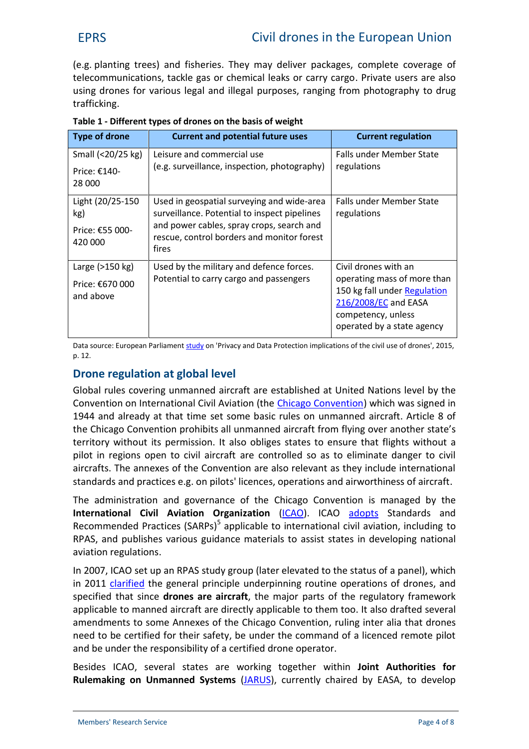(e.g. planting trees) and fisheries. They may deliver packages, complete coverage of telecommunications, tackle gas or chemical leaks or carry cargo. Private users are also using drones for various legal and illegal purposes, ranging from photography to drug trafficking.

**Table 1 - Different types of drones on the basis of weight**

| Type of drone | Current and potential future uses | Current regulation |
|---|---|---|
| Small (<20/25 kg)<br>Price: €140-28 000 | Leisure and commercial use<br>(e.g. surveillance, inspection, photography) | Falls under Member State regulations |
| Light (20/25-150 kg)<br>Price: €55 000-420 000 | Used in geospatial surveying and wide-area surveillance. Potential to inspect pipelines and power cables, spray crops, search and rescue, control borders and monitor forest fires | Falls under Member State regulations |
| Large (>150 kg)<br>Price: €670 000 and above | Used by the military and defence forces. Potential to carry cargo and passengers | Civil drones with an operating mass of more than 150 kg fall under Regulation 216/2008/EC and EASA competency, unless operated by a state agency |

Data source: European Parliament study on 'Privacy and Data Protection implications of the civil use of drones', 2015, p. 12.

## Drone regulation at global level

Global rules covering unmanned aircraft are established at United Nations level by the Convention on International Civil Aviation (the Chicago Convention) which was signed in 1944 and already at that time set some basic rules on unmanned aircraft. Article 8 of the Chicago Convention prohibits all unmanned aircraft from flying over another state's territory without its permission. It also obliges states to ensure that flights without a pilot in regions open to civil aircraft are controlled so as to eliminate danger to civil aircrafts. The annexes of the Convention are also relevant as they include international standards and practices e.g. on pilots' licences, operations and airworthiness of aircraft.

The administration and governance of the Chicago Convention is managed by the **International Civil Aviation Organization** (ICAO). ICAO adopts Standards and Recommended Practices (SARPs)[5] applicable to international civil aviation, including to RPAS, and publishes various guidance materials to assist states in developing national aviation regulations.

In 2007, ICAO set up an RPAS study group (later elevated to the status of a panel), which in 2011 clarified the general principle underpinning routine operations of drones, and specified that since **drones are aircraft**, the major parts of the regulatory framework applicable to manned aircraft are directly applicable to them too. It also drafted several amendments to some Annexes of the Chicago Convention, ruling inter alia that drones need to be certified for their safety, be under the command of a licenced remote pilot and be under the responsibility of a certified drone operator.

Besides ICAO, several states are working together within **Joint Authorities for Rulemaking on Unmanned Systems** (JARUS), currently chaired by EASA, to develop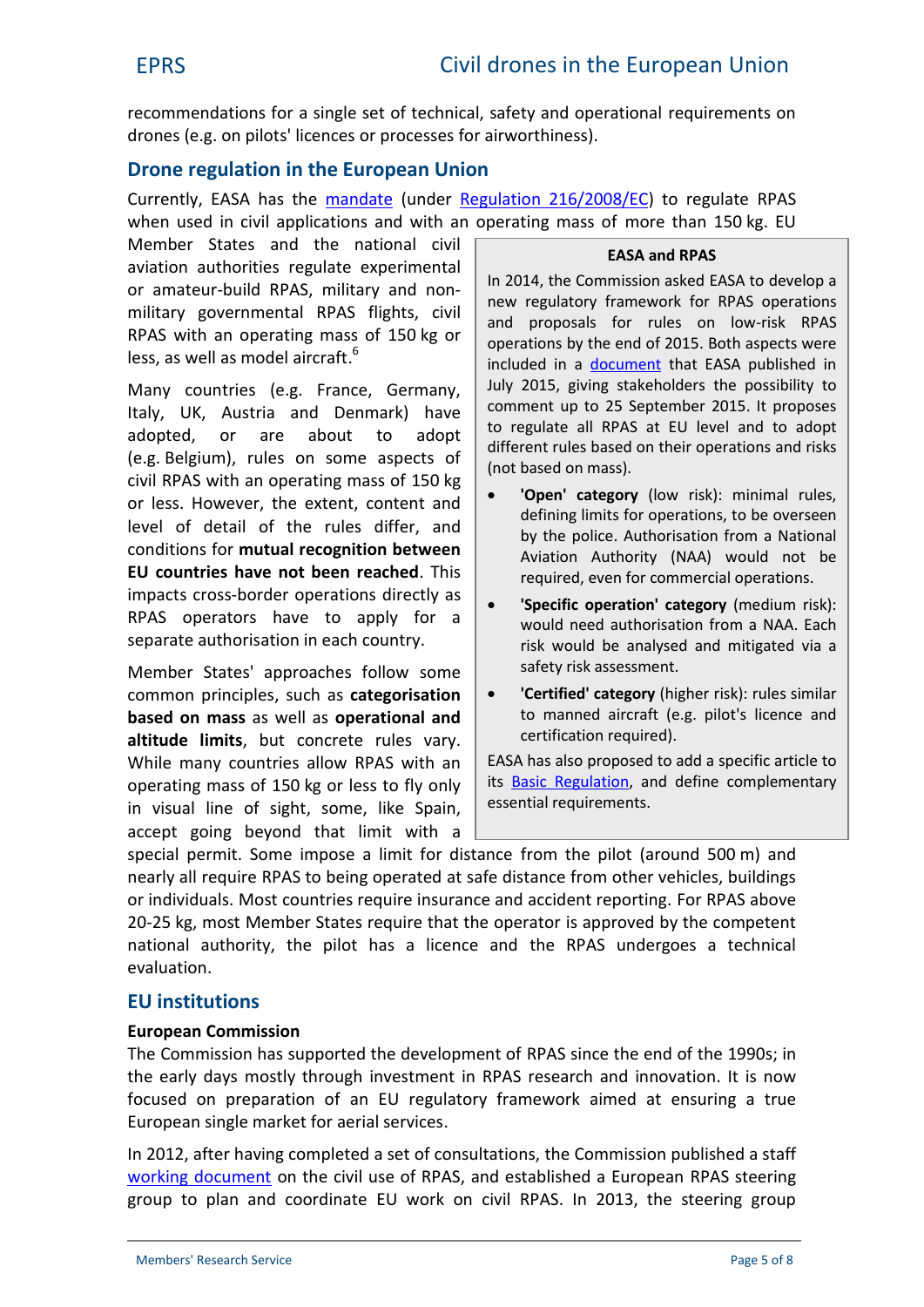recommendations for a single set of technical, safety and operational requirements on drones (e.g. on pilots' licences or processes for airworthiness).

## Drone regulation in the European Union

Currently, EASA has the mandate (under Regulation 216/2008/EC) to regulate RPAS when used in civil applications and with an operating mass of more than 150 kg. EU Member States and the national civil aviation authorities regulate experimental or amateur-build RPAS, military and non-military governmental RPAS flights, civil RPAS with an operating mass of 150 kg or less, as well as model aircraft.[6]

Many countries (e.g. France, Germany, Italy, UK, Austria and Denmark) have adopted, or are about to adopt (e.g. Belgium), rules on some aspects of civil RPAS with an operating mass of 150 kg or less. However, the extent, content and level of detail of the rules differ, and conditions for **mutual recognition between EU countries have not been reached**. This impacts cross-border operations directly as RPAS operators have to apply for a separate authorisation in each country.

Member States' approaches follow some common principles, such as **categorisation based on mass** as well as **operational and altitude limits**, but concrete rules vary. While many countries allow RPAS with an operating mass of 150 kg or less to fly only in visual line of sight, some, like Spain, accept going beyond that limit with a special permit. Some impose a limit for distance from the pilot (around 500 m) and nearly all require RPAS to being operated at safe distance from other vehicles, buildings or individuals. Most countries require insurance and accident reporting. For RPAS above 20-25 kg, most Member States require that the operator is approved by the competent national authority, the pilot has a licence and the RPAS undergoes a technical evaluation.

> **EASA and RPAS**
>
> In 2014, the Commission asked EASA to develop a new regulatory framework for RPAS operations and proposals for rules on low-risk RPAS operations by the end of 2015. Both aspects were included in a document that EASA published in July 2015, giving stakeholders the possibility to comment up to 25 September 2015. It proposes to regulate all RPAS at EU level and to adopt different rules based on their operations and risks (not based on mass).
>
> - **'Open' category** (low risk): minimal rules, defining limits for operations, to be overseen by the police. Authorisation from a National Aviation Authority (NAA) would not be required, even for commercial operations.
> - **'Specific operation' category** (medium risk): would need authorisation from a NAA. Each risk would be analysed and mitigated via a safety risk assessment.
> - **'Certified' category** (higher risk): rules similar to manned aircraft (e.g. pilot's licence and certification required).
>
> EASA has also proposed to add a specific article to its Basic Regulation, and define complementary essential requirements.

## EU institutions

**European Commission**

The Commission has supported the development of RPAS since the end of the 1990s; in the early days mostly through investment in RPAS research and innovation. It is now focused on preparation of an EU regulatory framework aimed at ensuring a true European single market for aerial services.

In 2012, after having completed a set of consultations, the Commission published a staff working document on the civil use of RPAS, and established a European RPAS steering group to plan and coordinate EU work on civil RPAS. In 2013, the steering group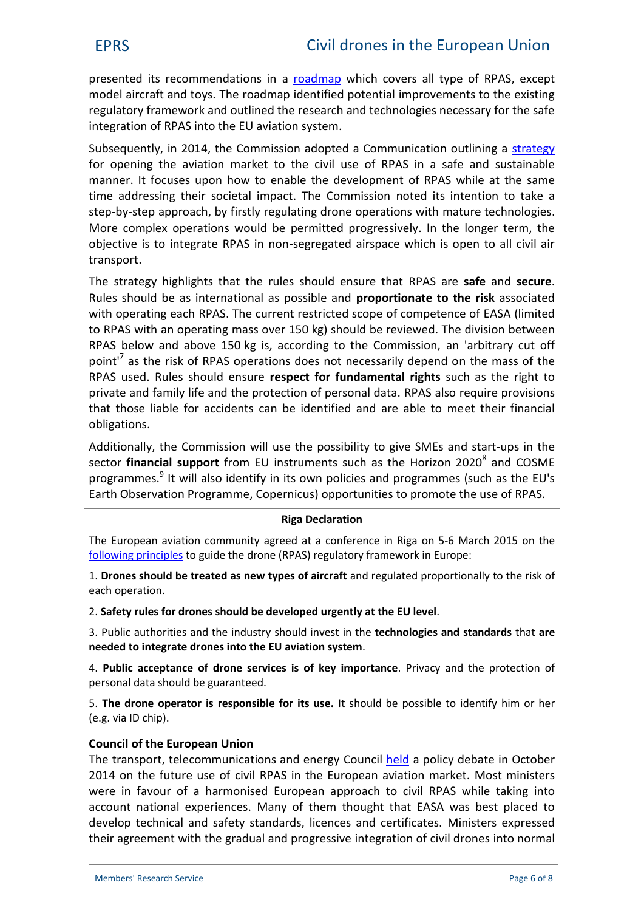presented its recommendations in a roadmap which covers all type of RPAS, except model aircraft and toys. The roadmap identified potential improvements to the existing regulatory framework and outlined the research and technologies necessary for the safe integration of RPAS into the EU aviation system.

Subsequently, in 2014, the Commission adopted a Communication outlining a strategy for opening the aviation market to the civil use of RPAS in a safe and sustainable manner. It focuses upon how to enable the development of RPAS while at the same time addressing their societal impact. The Commission noted its intention to take a step-by-step approach, by firstly regulating drone operations with mature technologies. More complex operations would be permitted progressively. In the longer term, the objective is to integrate RPAS in non-segregated airspace which is open to all civil air transport.

The strategy highlights that the rules should ensure that RPAS are **safe** and **secure**. Rules should be as international as possible and **proportionate to the risk** associated with operating each RPAS. The current restricted scope of competence of EASA (limited to RPAS with an operating mass over 150 kg) should be reviewed. The division between RPAS below and above 150 kg is, according to the Commission, an 'arbitrary cut off point'[7] as the risk of RPAS operations does not necessarily depend on the mass of the RPAS used. Rules should ensure **respect for fundamental rights** such as the right to private and family life and the protection of personal data. RPAS also require provisions that those liable for accidents can be identified and are able to meet their financial obligations.

Additionally, the Commission will use the possibility to give SMEs and start-ups in the sector **financial support** from EU instruments such as the Horizon 2020[8] and COSME programmes.[9] It will also identify in its own policies and programmes (such as the EU's Earth Observation Programme, Copernicus) opportunities to promote the use of RPAS.

> **Riga Declaration**
>
> The European aviation community agreed at a conference in Riga on 5-6 March 2015 on the following principles to guide the drone (RPAS) regulatory framework in Europe:
>
> 1. **Drones should be treated as new types of aircraft** and regulated proportionally to the risk of each operation.
>
> 2. **Safety rules for drones should be developed urgently at the EU level**.
>
> 3. Public authorities and the industry should invest in the **technologies and standards** that **are needed to integrate drones into the EU aviation system**.
>
> 4. **Public acceptance of drone services is of key importance**. Privacy and the protection of personal data should be guaranteed.
>
> 5. **The drone operator is responsible for its use.** It should be possible to identify him or her (e.g. via ID chip).

### Council of the European Union

The transport, telecommunications and energy Council held a policy debate in October 2014 on the future use of civil RPAS in the European aviation market. Most ministers were in favour of a harmonised European approach to civil RPAS while taking into account national experiences. Many of them thought that EASA was best placed to develop technical and safety standards, licences and certificates. Ministers expressed their agreement with the gradual and progressive integration of civil drones into normal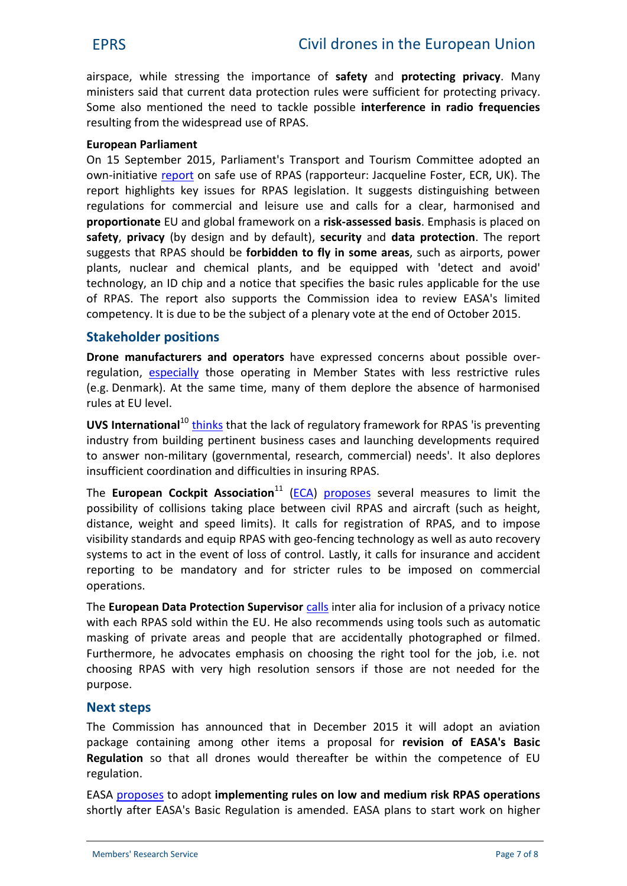airspace, while stressing the importance of **safety** and **protecting privacy**. Many ministers said that current data protection rules were sufficient for protecting privacy. Some also mentioned the need to tackle possible **interference in radio frequencies** resulting from the widespread use of RPAS.

**European Parliament**

On 15 September 2015, Parliament's Transport and Tourism Committee adopted an own-initiative report on safe use of RPAS (rapporteur: Jacqueline Foster, ECR, UK). The report highlights key issues for RPAS legislation. It suggests distinguishing between regulations for commercial and leisure use and calls for a clear, harmonised and **proportionate** EU and global framework on a **risk-assessed basis**. Emphasis is placed on **safety**, **privacy** (by design and by default), **security** and **data protection**. The report suggests that RPAS should be **forbidden to fly in some areas**, such as airports, power plants, nuclear and chemical plants, and be equipped with 'detect and avoid' technology, an ID chip and a notice that specifies the basic rules applicable for the use of RPAS. The report also supports the Commission idea to review EASA's limited competency. It is due to be the subject of a plenary vote at the end of October 2015.

## Stakeholder positions

**Drone manufacturers and operators** have expressed concerns about possible over-regulation, especially those operating in Member States with less restrictive rules (e.g. Denmark). At the same time, many of them deplore the absence of harmonised rules at EU level.

**UVS International**[10] thinks that the lack of regulatory framework for RPAS 'is preventing industry from building pertinent business cases and launching developments required to answer non-military (governmental, research, commercial) needs'. It also deplores insufficient coordination and difficulties in insuring RPAS.

The **European Cockpit Association**[11] (ECA) proposes several measures to limit the possibility of collisions taking place between civil RPAS and aircraft (such as height, distance, weight and speed limits). It calls for registration of RPAS, and to impose visibility standards and equip RPAS with geo-fencing technology as well as auto recovery systems to act in the event of loss of control. Lastly, it calls for insurance and accident reporting to be mandatory and for stricter rules to be imposed on commercial operations.

The **European Data Protection Supervisor** calls inter alia for inclusion of a privacy notice with each RPAS sold within the EU. He also recommends using tools such as automatic masking of private areas and people that are accidentally photographed or filmed. Furthermore, he advocates emphasis on choosing the right tool for the job, i.e. not choosing RPAS with very high resolution sensors if those are not needed for the purpose.

## Next steps

The Commission has announced that in December 2015 it will adopt an aviation package containing among other items a proposal for **revision of EASA's Basic Regulation** so that all drones would thereafter be within the competence of EU regulation.

EASA proposes to adopt **implementing rules on low and medium risk RPAS operations** shortly after EASA's Basic Regulation is amended. EASA plans to start work on higher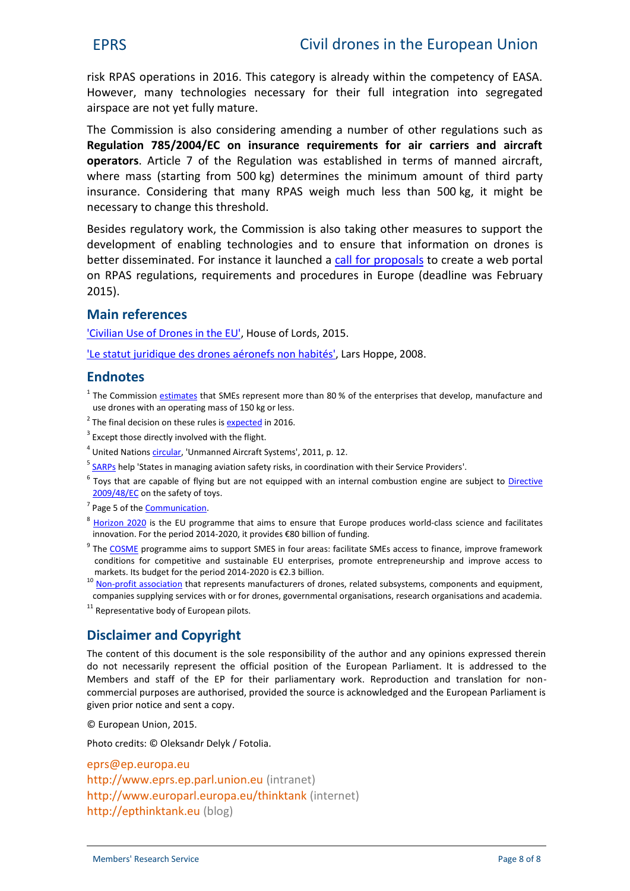risk RPAS operations in 2016. This category is already within the competency of EASA. However, many technologies necessary for their full integration into segregated airspace are not yet fully mature.

The Commission is also considering amending a number of other regulations such as **Regulation 785/2004/EC on insurance requirements for air carriers and aircraft operators**. Article 7 of the Regulation was established in terms of manned aircraft, where mass (starting from 500 kg) determines the minimum amount of third party insurance. Considering that many RPAS weigh much less than 500 kg, it might be necessary to change this threshold.

Besides regulatory work, the Commission is also taking other measures to support the development of enabling technologies and to ensure that information on drones is better disseminated. For instance it launched a call for proposals to create a web portal on RPAS regulations, requirements and procedures in Europe (deadline was February 2015).

## Main references

'Civilian Use of Drones in the EU', House of Lords, 2015.

'Le statut juridique des drones aéronefs non habités', Lars Hoppe, 2008.

## Endnotes

[1] The Commission estimates that SMEs represent more than 80 % of the enterprises that develop, manufacture and use drones with an operating mass of 150 kg or less.

[2] The final decision on these rules is expected in 2016.

[3] Except those directly involved with the flight.

[4] United Nations circular, 'Unmanned Aircraft Systems', 2011, p. 12.

[5] SARPs help 'States in managing aviation safety risks, in coordination with their Service Providers'.

[6] Toys that are capable of flying but are not equipped with an internal combustion engine are subject to Directive 2009/48/EC on the safety of toys.

[7] Page 5 of the Communication.

[8] Horizon 2020 is the EU programme that aims to ensure that Europe produces world-class science and facilitates innovation. For the period 2014-2020, it provides €80 billion of funding.

[9] The COSME programme aims to support SMES in four areas: facilitate SMEs access to finance, improve framework conditions for competitive and sustainable EU enterprises, promote entrepreneurship and improve access to markets. Its budget for the period 2014-2020 is €2.3 billion.

[10] Non-profit association that represents manufacturers of drones, related subsystems, components and equipment, companies supplying services with or for drones, governmental organisations, research organisations and academia.

[11] Representative body of European pilots.

## Disclaimer and Copyright

The content of this document is the sole responsibility of the author and any opinions expressed therein do not necessarily represent the official position of the European Parliament. It is addressed to the Members and staff of the EP for their parliamentary work. Reproduction and translation for non-commercial purposes are authorised, provided the source is acknowledged and the European Parliament is given prior notice and sent a copy.

© European Union, 2015.

Photo credits: © Oleksandr Delyk / Fotolia.

eprs@ep.europa.eu
http://www.eprs.ep.parl.union.eu (intranet)
http://www.europarl.europa.eu/thinktank (internet)
http://epthinktank.eu (blog)